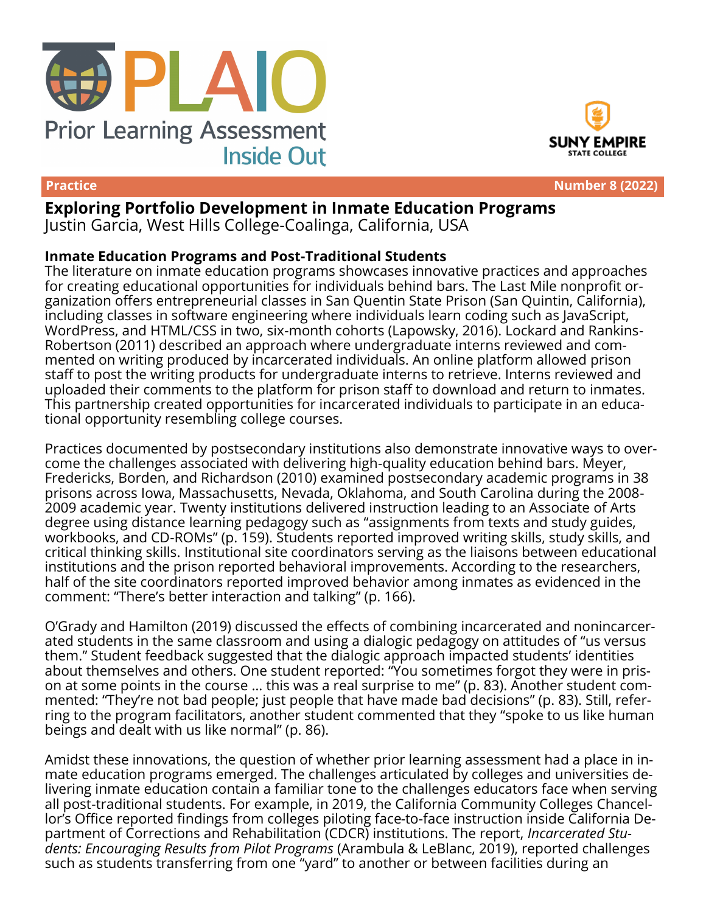# PLAIO
Prior Learning Assessment Inside Out

SUNY EMPIRE STATE COLLEGE

**Practice** **Number 8 (2022)**

## Exploring Portfolio Development in Inmate Education Programs

Justin Garcia, West Hills College-Coalinga, California, USA

### Inmate Education Programs and Post-Traditional Students

The literature on inmate education programs showcases innovative practices and approaches for creating educational opportunities for individuals behind bars. The Last Mile nonprofit organization offers entrepreneurial classes in San Quentin State Prison (San Quintin, California), including classes in software engineering where individuals learn coding such as JavaScript, WordPress, and HTML/CSS in two, six-month cohorts (Lapowsky, 2016). Lockard and Rankins-Robertson (2011) described an approach where undergraduate interns reviewed and commented on writing produced by incarcerated individuals. An online platform allowed prison staff to post the writing products for undergraduate interns to retrieve. Interns reviewed and uploaded their comments to the platform for prison staff to download and return to inmates. This partnership created opportunities for incarcerated individuals to participate in an educational opportunity resembling college courses.

Practices documented by postsecondary institutions also demonstrate innovative ways to overcome the challenges associated with delivering high-quality education behind bars. Meyer, Fredericks, Borden, and Richardson (2010) examined postsecondary academic programs in 38 prisons across Iowa, Massachusetts, Nevada, Oklahoma, and South Carolina during the 2008-2009 academic year. Twenty institutions delivered instruction leading to an Associate of Arts degree using distance learning pedagogy such as "assignments from texts and study guides, workbooks, and CD-ROMs" (p. 159). Students reported improved writing skills, study skills, and critical thinking skills. Institutional site coordinators serving as the liaisons between educational institutions and the prison reported behavioral improvements. According to the researchers, half of the site coordinators reported improved behavior among inmates as evidenced in the comment: "There's better interaction and talking" (p. 166).

O'Grady and Hamilton (2019) discussed the effects of combining incarcerated and nonincarcerated students in the same classroom and using a dialogic pedagogy on attitudes of "us versus them." Student feedback suggested that the dialogic approach impacted students' identities about themselves and others. One student reported: "You sometimes forgot they were in prison at some points in the course ... this was a real surprise to me" (p. 83). Another student commented: "They're not bad people; just people that have made bad decisions" (p. 83). Still, referring to the program facilitators, another student commented that they "spoke to us like human beings and dealt with us like normal" (p. 86).

Amidst these innovations, the question of whether prior learning assessment had a place in inmate education programs emerged. The challenges articulated by colleges and universities delivering inmate education contain a familiar tone to the challenges educators face when serving all post-traditional students. For example, in 2019, the California Community Colleges Chancellor's Office reported findings from colleges piloting face-to-face instruction inside California Department of Corrections and Rehabilitation (CDCR) institutions. The report, *Incarcerated Students: Encouraging Results from Pilot Programs* (Arambula & LeBlanc, 2019), reported challenges such as students transferring from one "yard" to another or between facilities during an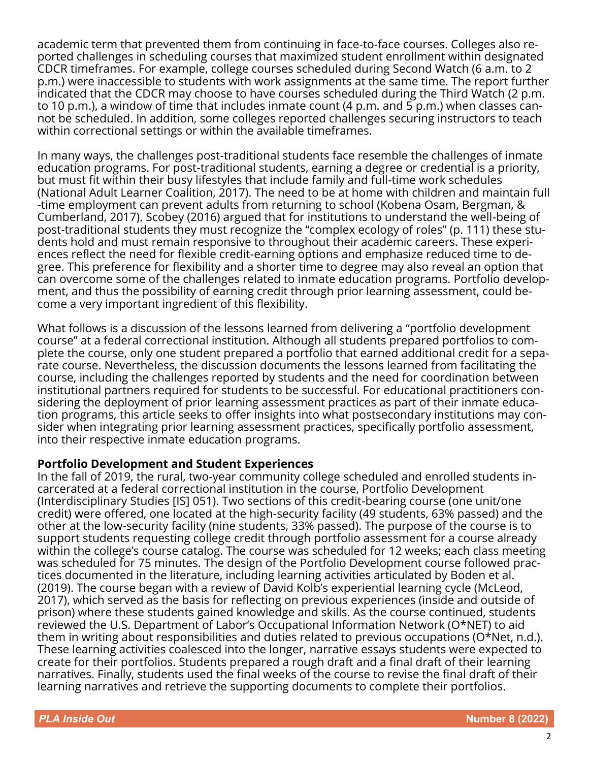academic term that prevented them from continuing in face-to-face courses. Colleges also reported challenges in scheduling courses that maximized student enrollment within designated CDCR timeframes. For example, college courses scheduled during Second Watch (6 a.m. to 2 p.m.) were inaccessible to students with work assignments at the same time. The report further indicated that the CDCR may choose to have courses scheduled during the Third Watch (2 p.m. to 10 p.m.), a window of time that includes inmate count (4 p.m. and 5 p.m.) when classes cannot be scheduled. In addition, some colleges reported challenges securing instructors to teach within correctional settings or within the available timeframes.

In many ways, the challenges post-traditional students face resemble the challenges of inmate education programs. For post-traditional students, earning a degree or credential is a priority, but must fit within their busy lifestyles that include family and full-time work schedules (National Adult Learner Coalition, 2017). The need to be at home with children and maintain full-time employment can prevent adults from returning to school (Kobena Osam, Bergman, & Cumberland, 2017). Scobey (2016) argued that for institutions to understand the well-being of post-traditional students they must recognize the "complex ecology of roles" (p. 111) these students hold and must remain responsive to throughout their academic careers. These experiences reflect the need for flexible credit-earning options and emphasize reduced time to degree. This preference for flexibility and a shorter time to degree may also reveal an option that can overcome some of the challenges related to inmate education programs. Portfolio development, and thus the possibility of earning credit through prior learning assessment, could become a very important ingredient of this flexibility.

What follows is a discussion of the lessons learned from delivering a "portfolio development course" at a federal correctional institution. Although all students prepared portfolios to complete the course, only one student prepared a portfolio that earned additional credit for a separate course. Nevertheless, the discussion documents the lessons learned from facilitating the course, including the challenges reported by students and the need for coordination between institutional partners required for students to be successful. For educational practitioners considering the deployment of prior learning assessment practices as part of their inmate education programs, this article seeks to offer insights into what postsecondary institutions may consider when integrating prior learning assessment practices, specifically portfolio assessment, into their respective inmate education programs.

**Portfolio Development and Student Experiences**

In the fall of 2019, the rural, two-year community college scheduled and enrolled students incarcerated at a federal correctional institution in the course, Portfolio Development (Interdisciplinary Studies [IS] 051). Two sections of this credit-bearing course (one unit/one credit) were offered, one located at the high-security facility (49 students, 63% passed) and the other at the low-security facility (nine students, 33% passed). The purpose of the course is to support students requesting college credit through portfolio assessment for a course already within the college's course catalog. The course was scheduled for 12 weeks; each class meeting was scheduled for 75 minutes. The design of the Portfolio Development course followed practices documented in the literature, including learning activities articulated by Boden et al. (2019). The course began with a review of David Kolb's experiential learning cycle (McLeod, 2017), which served as the basis for reflecting on previous experiences (inside and outside of prison) where these students gained knowledge and skills. As the course continued, students reviewed the U.S. Department of Labor's Occupational Information Network (O*NET) to aid them in writing about responsibilities and duties related to previous occupations (O*Net, n.d.). These learning activities coalesced into the longer, narrative essays students were expected to create for their portfolios. Students prepared a rough draft and a final draft of their learning narratives. Finally, students used the final weeks of the course to revise the final draft of their learning narratives and retrieve the supporting documents to complete their portfolios.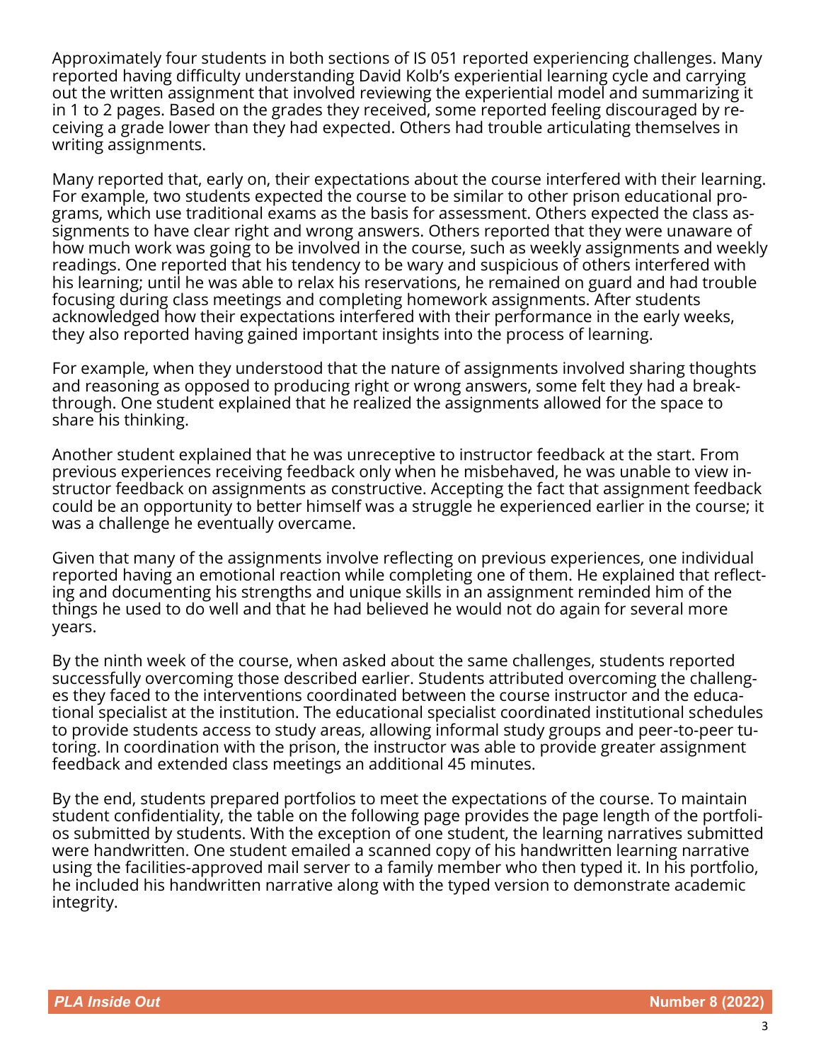Approximately four students in both sections of IS 051 reported experiencing challenges. Many reported having difficulty understanding David Kolb's experiential learning cycle and carrying out the written assignment that involved reviewing the experiential model and summarizing it in 1 to 2 pages. Based on the grades they received, some reported feeling discouraged by receiving a grade lower than they had expected. Others had trouble articulating themselves in writing assignments.

Many reported that, early on, their expectations about the course interfered with their learning. For example, two students expected the course to be similar to other prison educational programs, which use traditional exams as the basis for assessment. Others expected the class assignments to have clear right and wrong answers. Others reported that they were unaware of how much work was going to be involved in the course, such as weekly assignments and weekly readings. One reported that his tendency to be wary and suspicious of others interfered with his learning; until he was able to relax his reservations, he remained on guard and had trouble focusing during class meetings and completing homework assignments. After students acknowledged how their expectations interfered with their performance in the early weeks, they also reported having gained important insights into the process of learning.

For example, when they understood that the nature of assignments involved sharing thoughts and reasoning as opposed to producing right or wrong answers, some felt they had a breakthrough. One student explained that he realized the assignments allowed for the space to share his thinking.

Another student explained that he was unreceptive to instructor feedback at the start. From previous experiences receiving feedback only when he misbehaved, he was unable to view instructor feedback on assignments as constructive. Accepting the fact that assignment feedback could be an opportunity to better himself was a struggle he experienced earlier in the course; it was a challenge he eventually overcame.

Given that many of the assignments involve reflecting on previous experiences, one individual reported having an emotional reaction while completing one of them. He explained that reflecting and documenting his strengths and unique skills in an assignment reminded him of the things he used to do well and that he had believed he would not do again for several more years.

By the ninth week of the course, when asked about the same challenges, students reported successfully overcoming those described earlier. Students attributed overcoming the challenges they faced to the interventions coordinated between the course instructor and the educational specialist at the institution. The educational specialist coordinated institutional schedules to provide students access to study areas, allowing informal study groups and peer-to-peer tutoring. In coordination with the prison, the instructor was able to provide greater assignment feedback and extended class meetings an additional 45 minutes.

By the end, students prepared portfolios to meet the expectations of the course. To maintain student confidentiality, the table on the following page provides the page length of the portfolios submitted by students. With the exception of one student, the learning narratives submitted were handwritten. One student emailed a scanned copy of his handwritten learning narrative using the facilities-approved mail server to a family member who then typed it. In his portfolio, he included his handwritten narrative along with the typed version to demonstrate academic integrity.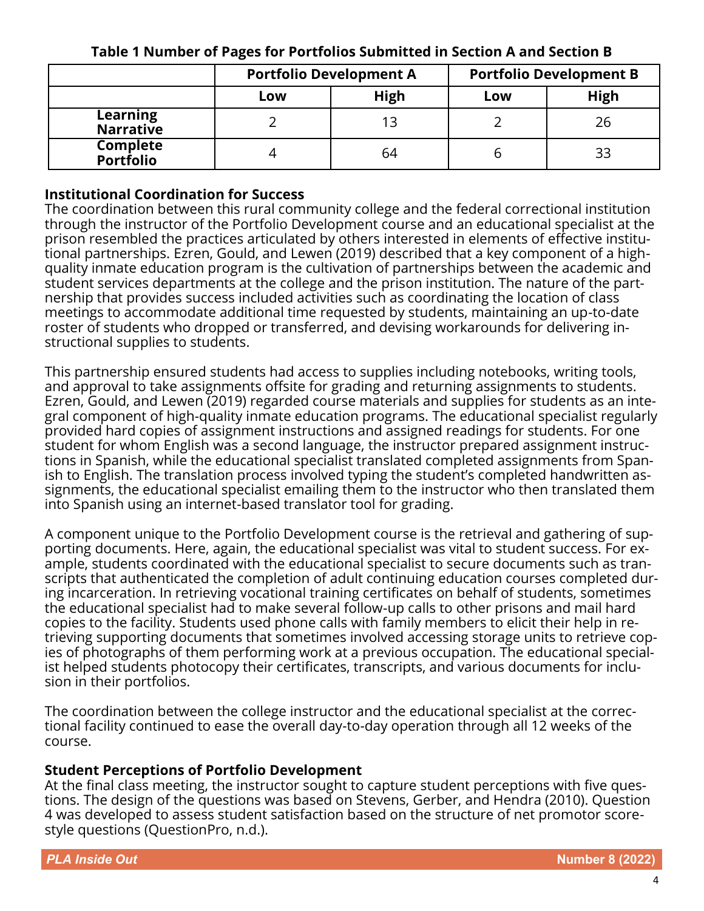**Table 1 Number of Pages for Portfolios Submitted in Section A and Section B**

| | Portfolio Development A | | Portfolio Development B | |
|---|---|---|---|---|
| | Low | High | Low | High |
| **Learning Narrative** | 2 | 13 | 2 | 26 |
| **Complete Portfolio** | 4 | 64 | 6 | 33 |

### Institutional Coordination for Success

The coordination between this rural community college and the federal correctional institution through the instructor of the Portfolio Development course and an educational specialist at the prison resembled the practices articulated by others interested in elements of effective institutional partnerships. Ezren, Gould, and Lewen (2019) described that a key component of a high-quality inmate education program is the cultivation of partnerships between the academic and student services departments at the college and the prison institution. The nature of the partnership that provides success included activities such as coordinating the location of class meetings to accommodate additional time requested by students, maintaining an up-to-date roster of students who dropped or transferred, and devising workarounds for delivering instructional supplies to students.

This partnership ensured students had access to supplies including notebooks, writing tools, and approval to take assignments offsite for grading and returning assignments to students. Ezren, Gould, and Lewen (2019) regarded course materials and supplies for students as an integral component of high-quality inmate education programs. The educational specialist regularly provided hard copies of assignment instructions and assigned readings for students. For one student for whom English was a second language, the instructor prepared assignment instructions in Spanish, while the educational specialist translated completed assignments from Spanish to English. The translation process involved typing the student's completed handwritten assignments, the educational specialist emailing them to the instructor who then translated them into Spanish using an internet-based translator tool for grading.

A component unique to the Portfolio Development course is the retrieval and gathering of supporting documents. Here, again, the educational specialist was vital to student success. For example, students coordinated with the educational specialist to secure documents such as transcripts that authenticated the completion of adult continuing education courses completed during incarceration. In retrieving vocational training certificates on behalf of students, sometimes the educational specialist had to make several follow-up calls to other prisons and mail hard copies to the facility. Students used phone calls with family members to elicit their help in retrieving supporting documents that sometimes involved accessing storage units to retrieve copies of photographs of them performing work at a previous occupation. The educational specialist helped students photocopy their certificates, transcripts, and various documents for inclusion in their portfolios.

The coordination between the college instructor and the educational specialist at the correctional facility continued to ease the overall day-to-day operation through all 12 weeks of the course.

### Student Perceptions of Portfolio Development

At the final class meeting, the instructor sought to capture student perceptions with five questions. The design of the questions was based on Stevens, Gerber, and Hendra (2010). Question 4 was developed to assess student satisfaction based on the structure of net promotor score-style questions (QuestionPro, n.d.).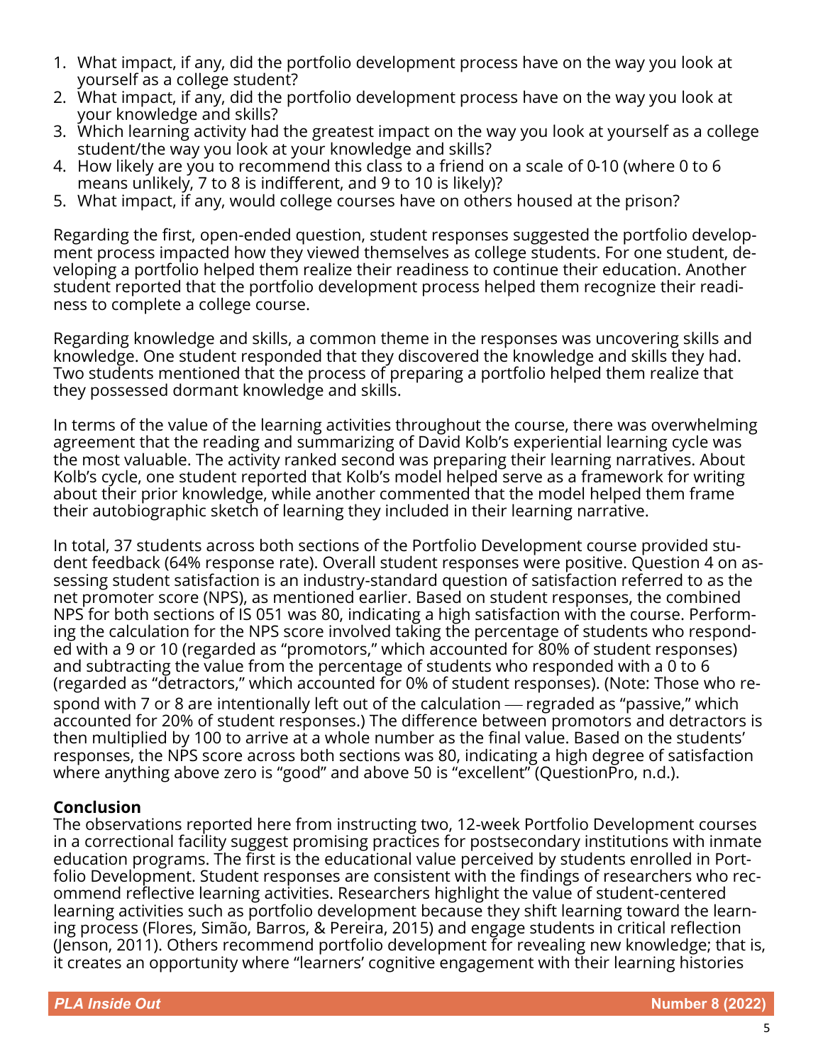1. What impact, if any, did the portfolio development process have on the way you look at yourself as a college student?
2. What impact, if any, did the portfolio development process have on the way you look at your knowledge and skills?
3. Which learning activity had the greatest impact on the way you look at yourself as a college student/the way you look at your knowledge and skills?
4. How likely are you to recommend this class to a friend on a scale of 0-10 (where 0 to 6 means unlikely, 7 to 8 is indifferent, and 9 to 10 is likely)?
5. What impact, if any, would college courses have on others housed at the prison?

Regarding the first, open-ended question, student responses suggested the portfolio development process impacted how they viewed themselves as college students. For one student, developing a portfolio helped them realize their readiness to continue their education. Another student reported that the portfolio development process helped them recognize their readiness to complete a college course.

Regarding knowledge and skills, a common theme in the responses was uncovering skills and knowledge. One student responded that they discovered the knowledge and skills they had. Two students mentioned that the process of preparing a portfolio helped them realize that they possessed dormant knowledge and skills.

In terms of the value of the learning activities throughout the course, there was overwhelming agreement that the reading and summarizing of David Kolb's experiential learning cycle was the most valuable. The activity ranked second was preparing their learning narratives. About Kolb's cycle, one student reported that Kolb's model helped serve as a framework for writing about their prior knowledge, while another commented that the model helped them frame their autobiographic sketch of learning they included in their learning narrative.

In total, 37 students across both sections of the Portfolio Development course provided student feedback (64% response rate). Overall student responses were positive. Question 4 on assessing student satisfaction is an industry-standard question of satisfaction referred to as the net promoter score (NPS), as mentioned earlier. Based on student responses, the combined NPS for both sections of IS 051 was 80, indicating a high satisfaction with the course. Performing the calculation for the NPS score involved taking the percentage of students who responded with a 9 or 10 (regarded as "promotors," which accounted for 80% of student responses) and subtracting the value from the percentage of students who responded with a 0 to 6 (regarded as "detractors," which accounted for 0% of student responses). (Note: Those who respond with 7 or 8 are intentionally left out of the calculation — regraded as "passive," which accounted for 20% of student responses.) The difference between promotors and detractors is then multiplied by 100 to arrive at a whole number as the final value. Based on the students' responses, the NPS score across both sections was 80, indicating a high degree of satisfaction where anything above zero is "good" and above 50 is "excellent" (QuestionPro, n.d.).

## Conclusion

The observations reported here from instructing two, 12-week Portfolio Development courses in a correctional facility suggest promising practices for postsecondary institutions with inmate education programs. The first is the educational value perceived by students enrolled in Portfolio Development. Student responses are consistent with the findings of researchers who recommend reflective learning activities. Researchers highlight the value of student-centered learning activities such as portfolio development because they shift learning toward the learning process (Flores, Simão, Barros, & Pereira, 2015) and engage students in critical reflection (Jenson, 2011). Others recommend portfolio development for revealing new knowledge; that is, it creates an opportunity where "learners' cognitive engagement with their learning histories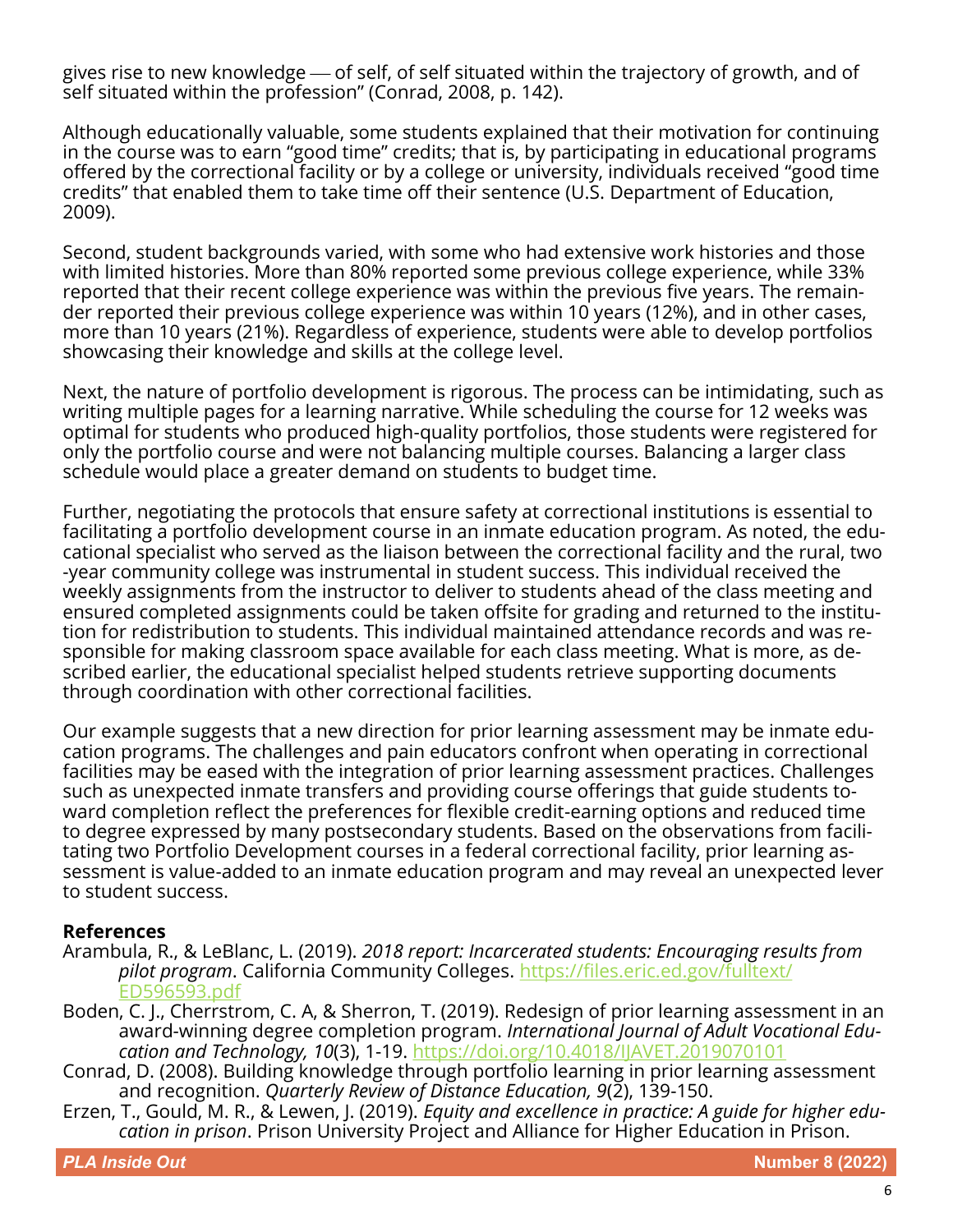gives rise to new knowledge — of self, of self situated within the trajectory of growth, and of self situated within the profession" (Conrad, 2008, p. 142).

Although educationally valuable, some students explained that their motivation for continuing in the course was to earn "good time" credits; that is, by participating in educational programs offered by the correctional facility or by a college or university, individuals received "good time credits" that enabled them to take time off their sentence (U.S. Department of Education, 2009).

Second, student backgrounds varied, with some who had extensive work histories and those with limited histories. More than 80% reported some previous college experience, while 33% reported that their recent college experience was within the previous five years. The remainder reported their previous college experience was within 10 years (12%), and in other cases, more than 10 years (21%). Regardless of experience, students were able to develop portfolios showcasing their knowledge and skills at the college level.

Next, the nature of portfolio development is rigorous. The process can be intimidating, such as writing multiple pages for a learning narrative. While scheduling the course for 12 weeks was optimal for students who produced high-quality portfolios, those students were registered for only the portfolio course and were not balancing multiple courses. Balancing a larger class schedule would place a greater demand on students to budget time.

Further, negotiating the protocols that ensure safety at correctional institutions is essential to facilitating a portfolio development course in an inmate education program. As noted, the educational specialist who served as the liaison between the correctional facility and the rural, two-year community college was instrumental in student success. This individual received the weekly assignments from the instructor to deliver to students ahead of the class meeting and ensured completed assignments could be taken offsite for grading and returned to the institution for redistribution to students. This individual maintained attendance records and was responsible for making classroom space available for each class meeting. What is more, as described earlier, the educational specialist helped students retrieve supporting documents through coordination with other correctional facilities.

Our example suggests that a new direction for prior learning assessment may be inmate education programs. The challenges and pain educators confront when operating in correctional facilities may be eased with the integration of prior learning assessment practices. Challenges such as unexpected inmate transfers and providing course offerings that guide students toward completion reflect the preferences for flexible credit-earning options and reduced time to degree expressed by many postsecondary students. Based on the observations from facilitating two Portfolio Development courses in a federal correctional facility, prior learning assessment is value-added to an inmate education program and may reveal an unexpected lever to student success.

**References**

Arambula, R., & LeBlanc, L. (2019). *2018 report: Incarcerated students: Encouraging results from pilot program*. California Community Colleges. https://files.eric.ed.gov/fulltext/ED596593.pdf

Boden, C. J., Cherrstrom, C. A, & Sherron, T. (2019). Redesign of prior learning assessment in an award-winning degree completion program. *International Journal of Adult Vocational Education and Technology, 10*(3), 1-19. https://doi.org/10.4018/IJAVET.2019070101

Conrad, D. (2008). Building knowledge through portfolio learning in prior learning assessment and recognition. *Quarterly Review of Distance Education, 9*(2), 139-150.

Erzen, T., Gould, M. R., & Lewen, J. (2019). *Equity and excellence in practice: A guide for higher education in prison*. Prison University Project and Alliance for Higher Education in Prison.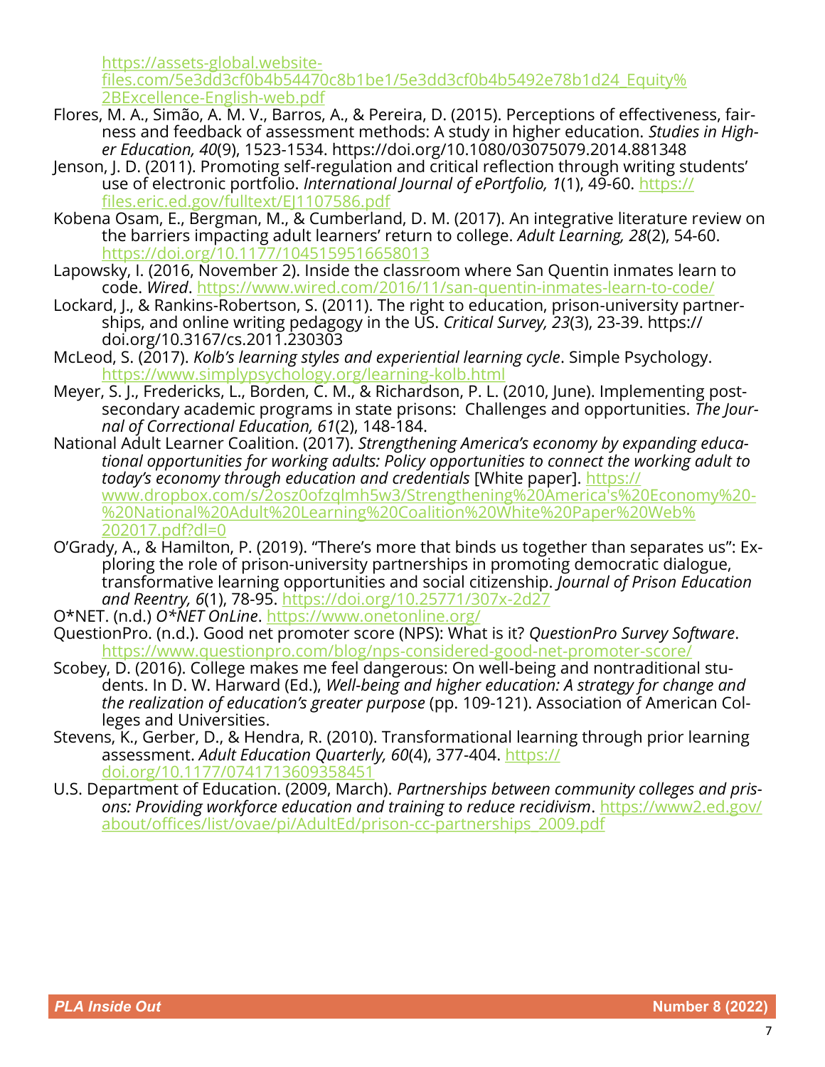https://assets-global.website-files.com/5e3dd3cf0b4b54470c8b1be1/5e3dd3cf0b4b5492e78b1d24_Equity%2BExcellence-English-web.pdf

Flores, M. A., Simão, A. M. V., Barros, A., & Pereira, D. (2015). Perceptions of effectiveness, fairness and feedback of assessment methods: A study in higher education. *Studies in Higher Education, 40*(9), 1523-1534. https://doi.org/10.1080/03075079.2014.881348

Jenson, J. D. (2011). Promoting self-regulation and critical reflection through writing students' use of electronic portfolio. *International Journal of ePortfolio, 1*(1), 49-60. https://files.eric.ed.gov/fulltext/EJ1107586.pdf

Kobena Osam, E., Bergman, M., & Cumberland, D. M. (2017). An integrative literature review on the barriers impacting adult learners' return to college. *Adult Learning, 28*(2), 54-60. https://doi.org/10.1177/1045159516658013

Lapowsky, I. (2016, November 2). Inside the classroom where San Quentin inmates learn to code. *Wired*. https://www.wired.com/2016/11/san-quentin-inmates-learn-to-code/

Lockard, J., & Rankins-Robertson, S. (2011). The right to education, prison-university partnerships, and online writing pedagogy in the US. *Critical Survey, 23*(3), 23-39. https://doi.org/10.3167/cs.2011.230303

McLeod, S. (2017). *Kolb's learning styles and experiential learning cycle*. Simple Psychology. https://www.simplypsychology.org/learning-kolb.html

Meyer, S. J., Fredericks, L., Borden, C. M., & Richardson, P. L. (2010, June). Implementing postsecondary academic programs in state prisons: Challenges and opportunities. *The Journal of Correctional Education, 61*(2), 148-184.

National Adult Learner Coalition. (2017). *Strengthening America's economy by expanding educational opportunities for working adults: Policy opportunities to connect the working adult to today's economy through education and credentials* [White paper]. https://www.dropbox.com/s/2osz0ofzqlmh5w3/Strengthening%20America's%20Economy%20-%20National%20Adult%20Learning%20Coalition%20White%20Paper%20Web%202017.pdf?dl=0

O'Grady, A., & Hamilton, P. (2019). "There's more that binds us together than separates us": Exploring the role of prison-university partnerships in promoting democratic dialogue, transformative learning opportunities and social citizenship. *Journal of Prison Education and Reentry, 6*(1), 78-95. https://doi.org/10.25771/307x-2d27

O*NET. (n.d.) *O*NET OnLine*. https://www.onetonline.org/

QuestionPro. (n.d.). Good net promoter score (NPS): What is it? *QuestionPro Survey Software*. https://www.questionpro.com/blog/nps-considered-good-net-promoter-score/

Scobey, D. (2016). College makes me feel dangerous: On well-being and nontraditional students. In D. W. Harward (Ed.), *Well-being and higher education: A strategy for change and the realization of education's greater purpose* (pp. 109-121). Association of American Colleges and Universities.

Stevens, K., Gerber, D., & Hendra, R. (2010). Transformational learning through prior learning assessment. *Adult Education Quarterly, 60*(4), 377-404. https://doi.org/10.1177/0741713609358451

U.S. Department of Education. (2009, March). *Partnerships between community colleges and prisons: Providing workforce education and training to reduce recidivism*. https://www2.ed.gov/about/offices/list/ovae/pi/AdultEd/prison-cc-partnerships_2009.pdf